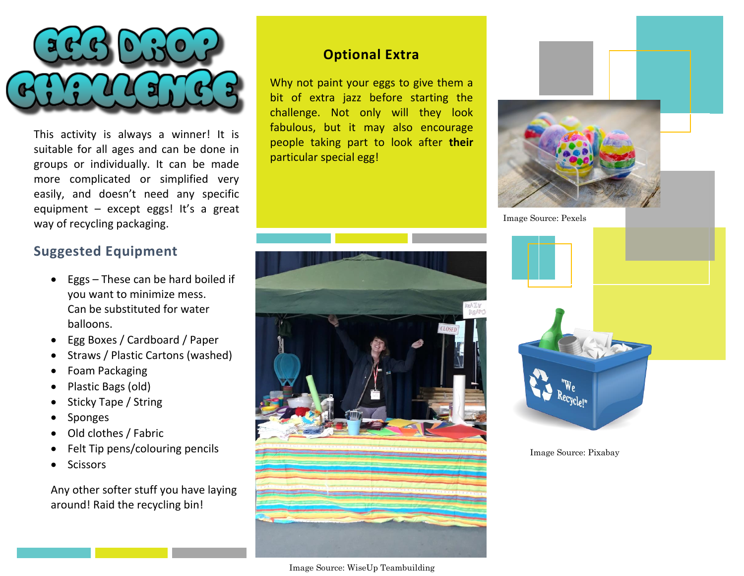# EGG DROP CHALLENGE

This activity is always a winner! It is suitable for all ages and can be done in groups or individually. It can be made more complicated or simplified very easily, and doesn't need any specific equipment – except eggs! It's a great way of recycling packaging.

## Suggested Equipment

- Eggs – These can be hard boiled if you want to minimize mess. Can be substituted for water balloons.
- Egg Boxes / Cardboard / Paper
- Straws / Plastic Cartons (washed)
- Foam Packaging
- Plastic Bags (old)
- Sticky Tape / String
- Sponges
- Old clothes / Fabric
- Felt Tip pens/colouring pencils
- Scissors

Any other softer stuff you have laying around! Raid the recycling bin!

### Optional Extra

Why not paint your eggs to give them a bit of extra jazz before starting the challenge. Not only will they look fabulous, but it may also encourage people taking part to look after **their** particular special egg!

Image Source: WiseUp Teambuilding

Image Source: Pexels

Image Source: Pixabay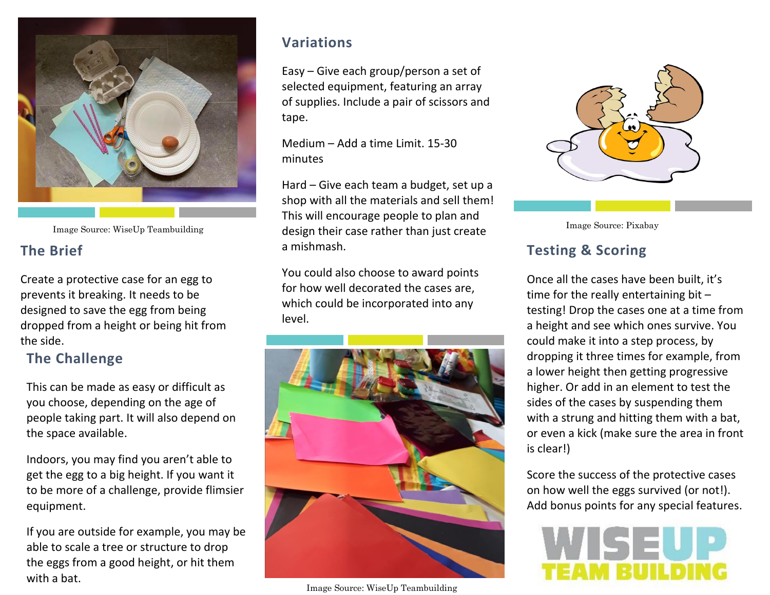Image Source: WiseUp Teambuilding

## The Brief

Create a protective case for an egg to prevents it breaking. It needs to be designed to save the egg from being dropped from a height or being hit from the side.

## The Challenge

This can be made as easy or difficult as you choose, depending on the age of people taking part. It will also depend on the space available.

Indoors, you may find you aren't able to get the egg to a big height. If you want it to be more of a challenge, provide flimsier equipment.

If you are outside for example, you may be able to scale a tree or structure to drop the eggs from a good height, or hit them with a bat.

## Variations

Easy – Give each group/person a set of selected equipment, featuring an array of supplies. Include a pair of scissors and tape.

Medium – Add a time Limit. 15-30 minutes

Hard – Give each team a budget, set up a shop with all the materials and sell them! This will encourage people to plan and design their case rather than just create a mishmash.

You could also choose to award points for how well decorated the cases are, which could be incorporated into any level.

Image Source: WiseUp Teambuilding

Image Source: Pixabay

## Testing & Scoring

Once all the cases have been built, it's time for the really entertaining bit – testing! Drop the cases one at a time from a height and see which ones survive. You could make it into a step process, by dropping it three times for example, from a lower height then getting progressive higher. Or add in an element to test the sides of the cases by suspending them with a strung and hitting them with a bat, or even a kick (make sure the area in front is clear!)

Score the success of the protective cases on how well the eggs survived (or not!). Add bonus points for any special features.

WISEUP TEAM BUILDING